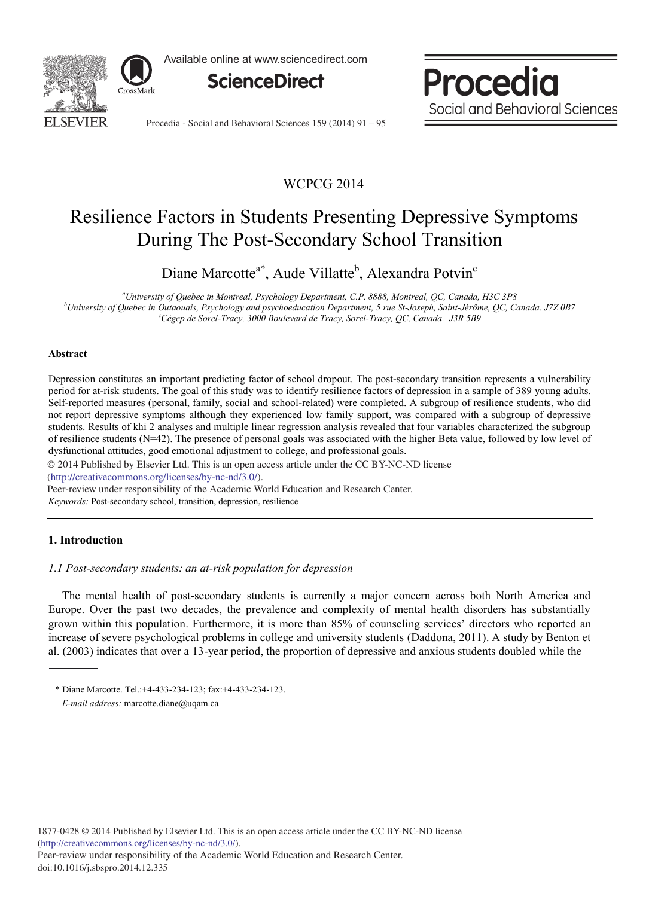WCPCG 2014

# Resilience Factors in Students Presenting Depressive Symptoms During The Post-Secondary School Transition

Diane Marcotte[a]*, Aude Villatte[b], Alexandra Potvin[c]

[a]University of Quebec in Montreal, Psychology Department, C.P. 8888, Montreal, QC, Canada, H3C 3P8
[b]University of Quebec in Outaouais, Psychology and psychoeducation Department, 5 rue St-Joseph, Saint-Jérôme, QC, Canada. J7Z 0B7
[c]Cégep de Sorel-Tracy, 3000 Boulevard de Tracy, Sorel-Tracy, QC, Canada. J3R 5B9

## Abstract

Depression constitutes an important predicting factor of school dropout. The post-secondary transition represents a vulnerability period for at-risk students. The goal of this study was to identify resilience factors of depression in a sample of 389 young adults. Self-reported measures (personal, family, social and school-related) were completed. A subgroup of resilience students, who did not report depressive symptoms although they experienced low family support, was compared with a subgroup of depressive students. Results of khi 2 analyses and multiple linear regression analysis revealed that four variables characterized the subgroup of resilience students (N=42). The presence of personal goals was associated with the higher Beta value, followed by low level of dysfunctional attitudes, good emotional adjustment to college, and professional goals.

© 2014 Published by Elsevier Ltd. This is an open access article under the CC BY-NC-ND license (http://creativecommons.org/licenses/by-nc-nd/3.0/).
Peer-review under responsibility of the Academic World Education and Research Center.

*Keywords:* Post-secondary school, transition, depression, resilience

## 1. Introduction

### *1.1 Post-secondary students: an at-risk population for depression*

The mental health of post-secondary students is currently a major concern across both North America and Europe. Over the past two decades, the prevalence and complexity of mental health disorders has substantially grown within this population. Furthermore, it is more than 85% of counseling services' directors who reported an increase of severe psychological problems in college and university students (Daddona, 2011). A study by Benton et al. (2003) indicates that over a 13-year period, the proportion of depressive and anxious students doubled while the

* Diane Marcotte. Tel.:+4-433-234-123; fax:+4-433-234-123.
*E-mail address:* marcotte.diane@uqam.ca

1877-0428 © 2014 Published by Elsevier Ltd. This is an open access article under the CC BY-NC-ND license (http://creativecommons.org/licenses/by-nc-nd/3.0/).
Peer-review under responsibility of the Academic World Education and Research Center.
doi:10.1016/j.sbspro.2014.12.335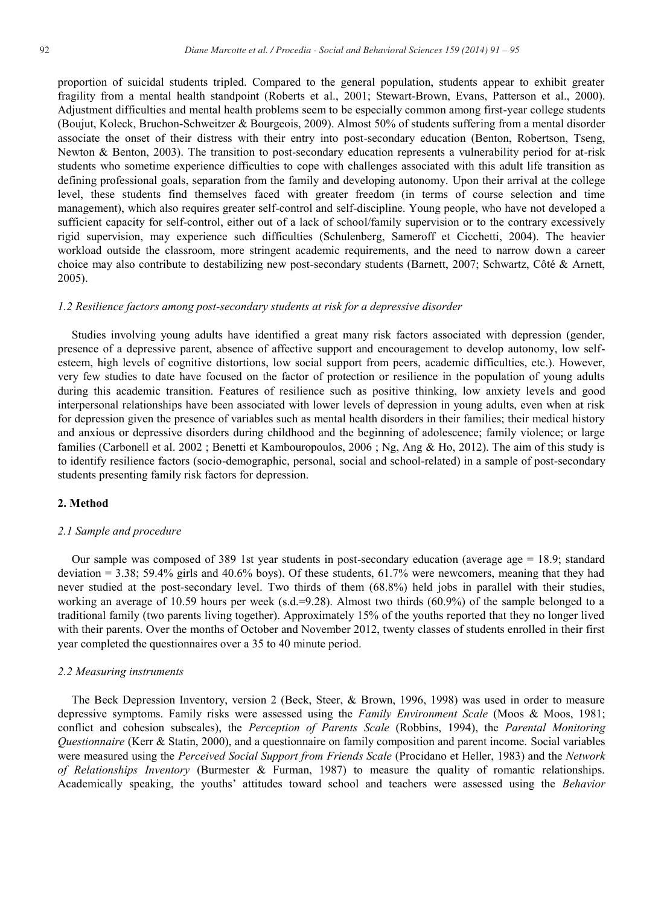proportion of suicidal students tripled. Compared to the general population, students appear to exhibit greater fragility from a mental health standpoint (Roberts et al., 2001; Stewart-Brown, Evans, Patterson et al., 2000). Adjustment difficulties and mental health problems seem to be especially common among first-year college students (Boujut, Koleck, Bruchon-Schweitzer & Bourgeois, 2009). Almost 50% of students suffering from a mental disorder associate the onset of their distress with their entry into post-secondary education (Benton, Robertson, Tseng, Newton & Benton, 2003). The transition to post-secondary education represents a vulnerability period for at-risk students who sometime experience difficulties to cope with challenges associated with this adult life transition as defining professional goals, separation from the family and developing autonomy. Upon their arrival at the college level, these students find themselves faced with greater freedom (in terms of course selection and time management), which also requires greater self-control and self-discipline. Young people, who have not developed a sufficient capacity for self-control, either out of a lack of school/family supervision or to the contrary excessively rigid supervision, may experience such difficulties (Schulenberg, Sameroff et Cicchetti, 2004). The heavier workload outside the classroom, more stringent academic requirements, and the need to narrow down a career choice may also contribute to destabilizing new post-secondary students (Barnett, 2007; Schwartz, Côté & Arnett, 2005).

### *1.2 Resilience factors among post-secondary students at risk for a depressive disorder*

Studies involving young adults have identified a great many risk factors associated with depression (gender, presence of a depressive parent, absence of affective support and encouragement to develop autonomy, low self-esteem, high levels of cognitive distortions, low social support from peers, academic difficulties, etc.). However, very few studies to date have focused on the factor of protection or resilience in the population of young adults during this academic transition. Features of resilience such as positive thinking, low anxiety levels and good interpersonal relationships have been associated with lower levels of depression in young adults, even when at risk for depression given the presence of variables such as mental health disorders in their families; their medical history and anxious or depressive disorders during childhood and the beginning of adolescence; family violence; or large families (Carbonell et al. 2002 ; Benetti et Kambouropoulos, 2006 ; Ng, Ang & Ho, 2012). The aim of this study is to identify resilience factors (socio-demographic, personal, social and school-related) in a sample of post-secondary students presenting family risk factors for depression.

## 2. Method

### *2.1 Sample and procedure*

Our sample was composed of 389 1st year students in post-secondary education (average age = 18.9; standard deviation = 3.38; 59.4% girls and 40.6% boys). Of these students, 61.7% were newcomers, meaning that they had never studied at the post-secondary level. Two thirds of them (68.8%) held jobs in parallel with their studies, working an average of 10.59 hours per week (s.d.=9.28). Almost two thirds (60.9%) of the sample belonged to a traditional family (two parents living together). Approximately 15% of the youths reported that they no longer lived with their parents. Over the months of October and November 2012, twenty classes of students enrolled in their first year completed the questionnaires over a 35 to 40 minute period.

### *2.2 Measuring instruments*

The Beck Depression Inventory, version 2 (Beck, Steer, & Brown, 1996, 1998) was used in order to measure depressive symptoms. Family risks were assessed using the *Family Environment Scale* (Moos & Moos, 1981; conflict and cohesion subscales), the *Perception of Parents Scale* (Robbins, 1994), the *Parental Monitoring Questionnaire* (Kerr & Statin, 2000), and a questionnaire on family composition and parent income. Social variables were measured using the *Perceived Social Support from Friends Scale* (Procidano et Heller, 1983) and the *Network of Relationships Inventory* (Burmester & Furman, 1987) to measure the quality of romantic relationships. Academically speaking, the youths' attitudes toward school and teachers were assessed using the *Behavior*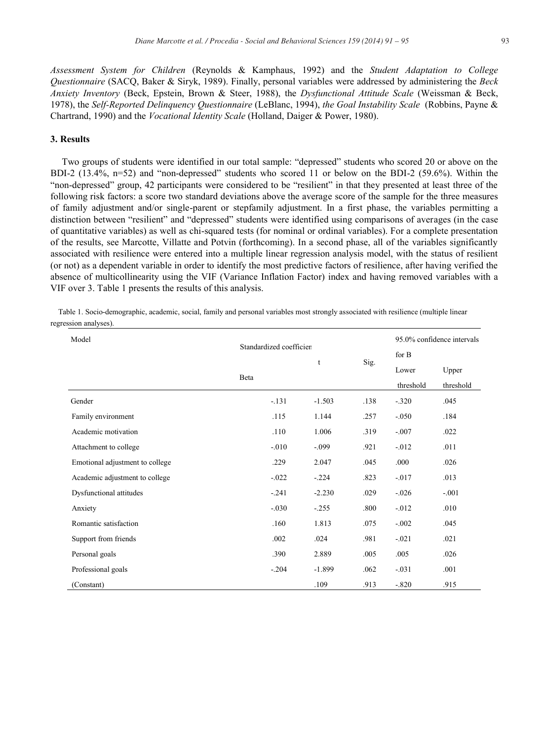*Assessment System for Children* (Reynolds & Kamphaus, 1992) and the *Student Adaptation to College Questionnaire* (SACQ, Baker & Siryk, 1989). Finally, personal variables were addressed by administering the *Beck Anxiety Inventory* (Beck, Epstein, Brown & Steer, 1988), the *Dysfunctional Attitude Scale* (Weissman & Beck, 1978), the *Self-Reported Delinquency Questionnaire* (LeBlanc, 1994), *the Goal Instability Scale* (Robbins, Payne & Chartrand, 1990) and the *Vocational Identity Scale* (Holland, Daiger & Power, 1980).

## 3. Results

Two groups of students were identified in our total sample: "depressed" students who scored 20 or above on the BDI-2 (13.4%, n=52) and "non-depressed" students who scored 11 or below on the BDI-2 (59.6%). Within the "non-depressed" group, 42 participants were considered to be "resilient" in that they presented at least three of the following risk factors: a score two standard deviations above the average score of the sample for the three measures of family adjustment and/or single-parent or stepfamily adjustment. In a first phase, the variables permitting a distinction between "resilient" and "depressed" students were identified using comparisons of averages (in the case of quantitative variables) as well as chi-squared tests (for nominal or ordinal variables). For a complete presentation of the results, see Marcotte, Villatte and Potvin (forthcoming). In a second phase, all of the variables significantly associated with resilience were entered into a multiple linear regression analysis model, with the status of resilient (or not) as a dependent variable in order to identify the most predictive factors of resilience, after having verified the absence of multicollinearity using the VIF (Variance Inflation Factor) index and having removed variables with a VIF over 3. Table 1 presents the results of this analysis.

Table 1. Socio-demographic, academic, social, family and personal variables most strongly associated with resilience (multiple linear regression analyses).

| Model | Standardized coefficien | t | Sig. | 95.0% confidence intervals for B | |
|---|---|---|---|---|---|
| | Beta | | | Lower threshold | Upper threshold |
| Gender | -.131 | -1.503 | .138 | -.320 | .045 |
| Family environment | .115 | 1.144 | .257 | -.050 | .184 |
| Academic motivation | .110 | 1.006 | .319 | -.007 | .022 |
| Attachment to college | -.010 | -.099 | .921 | -.012 | .011 |
| Emotional adjustment to college | .229 | 2.047 | .045 | .000 | .026 |
| Academic adjustment to college | -.022 | -.224 | .823 | -.017 | .013 |
| Dysfunctional attitudes | -.241 | -2.230 | .029 | -.026 | -.001 |
| Anxiety | -.030 | -.255 | .800 | -.012 | .010 |
| Romantic satisfaction | .160 | 1.813 | .075 | -.002 | .045 |
| Support from friends | .002 | .024 | .981 | -.021 | .021 |
| Personal goals | .390 | 2.889 | .005 | .005 | .026 |
| Professional goals | -.204 | -1.899 | .062 | -.031 | .001 |
| (Constant) | | .109 | .913 | -.820 | .915 |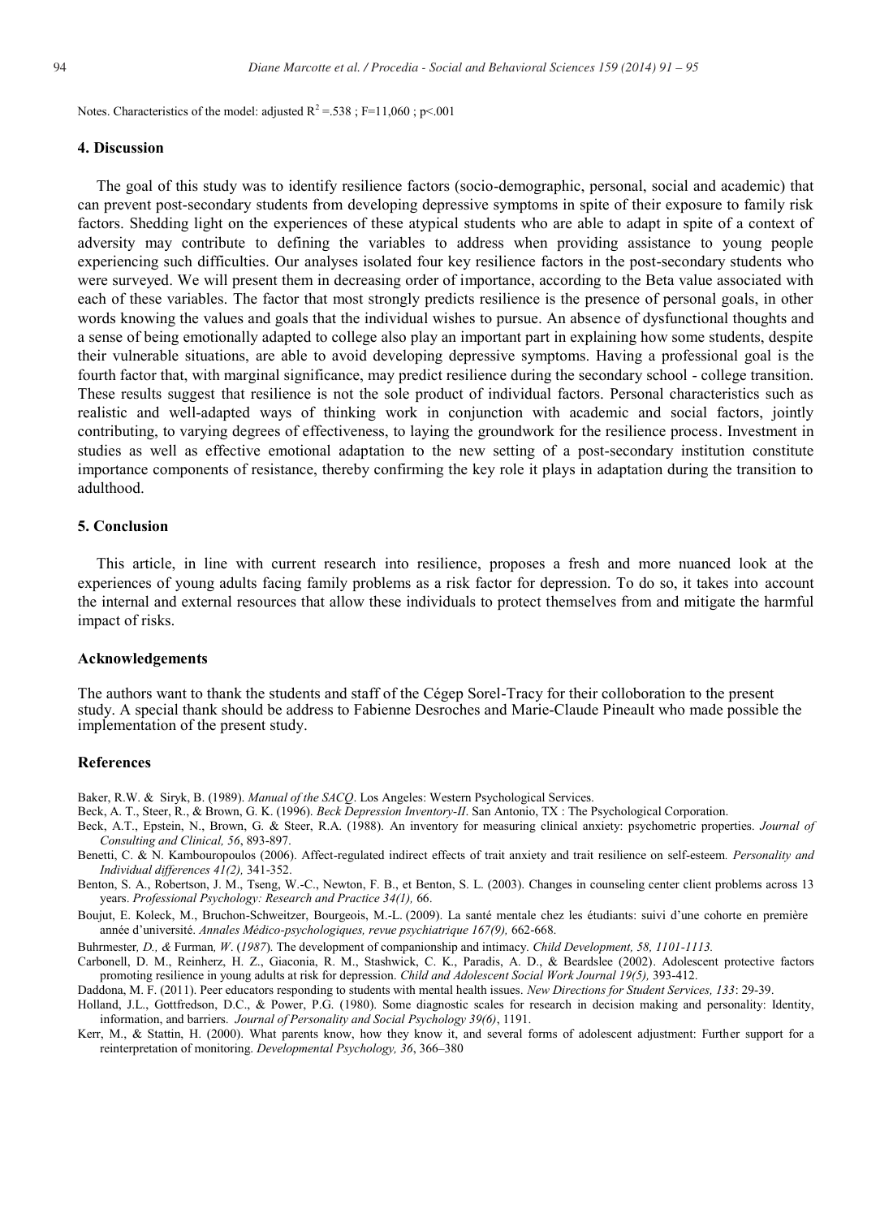Notes. Characteristics of the model: adjusted $R^2$ =.538 ; F=11,060 ; p<.001

## 4. Discussion

The goal of this study was to identify resilience factors (socio-demographic, personal, social and academic) that can prevent post-secondary students from developing depressive symptoms in spite of their exposure to family risk factors. Shedding light on the experiences of these atypical students who are able to adapt in spite of a context of adversity may contribute to defining the variables to address when providing assistance to young people experiencing such difficulties. Our analyses isolated four key resilience factors in the post-secondary students who were surveyed. We will present them in decreasing order of importance, according to the Beta value associated with each of these variables. The factor that most strongly predicts resilience is the presence of personal goals, in other words knowing the values and goals that the individual wishes to pursue. An absence of dysfunctional thoughts and a sense of being emotionally adapted to college also play an important part in explaining how some students, despite their vulnerable situations, are able to avoid developing depressive symptoms. Having a professional goal is the fourth factor that, with marginal significance, may predict resilience during the secondary school - college transition. These results suggest that resilience is not the sole product of individual factors. Personal characteristics such as realistic and well-adapted ways of thinking work in conjunction with academic and social factors, jointly contributing, to varying degrees of effectiveness, to laying the groundwork for the resilience process. Investment in studies as well as effective emotional adaptation to the new setting of a post-secondary institution constitute importance components of resistance, thereby confirming the key role it plays in adaptation during the transition to adulthood.

## 5. Conclusion

This article, in line with current research into resilience, proposes a fresh and more nuanced look at the experiences of young adults facing family problems as a risk factor for depression. To do so, it takes into account the internal and external resources that allow these individuals to protect themselves from and mitigate the harmful impact of risks.

## Acknowledgements

The authors want to thank the students and staff of the Cégep Sorel-Tracy for their colloboration to the present study. A special thank should be address to Fabienne Desroches and Marie-Claude Pineault who made possible the implementation of the present study.

## References

Baker, R.W. & Siryk, B. (1989). *Manual of the SACQ*. Los Angeles: Western Psychological Services.

Beck, A. T., Steer, R., & Brown, G. K. (1996). *Beck Depression Inventory-II*. San Antonio, TX : The Psychological Corporation.

Beck, A.T., Epstein, N., Brown, G. & Steer, R.A. (1988). An inventory for measuring clinical anxiety: psychometric properties. *Journal of Consulting and Clinical, 56*, 893-897.

Benetti, C. & N. Kambouropoulos (2006). Affect-regulated indirect effects of trait anxiety and trait resilience on self-esteem. *Personality and Individual differences 41(2),* 341-352.

Benton, S. A., Robertson, J. M., Tseng, W.-C., Newton, F. B., et Benton, S. L. (2003). Changes in counseling center client problems across 13 years. *Professional Psychology: Research and Practice 34(1),* 66.

Boujut, E. Koleck, M., Bruchon-Schweitzer, Bourgeois, M.-L. (2009). La santé mentale chez les étudiants: suivi d'une cohorte en première année d'université. *Annales Médico-psychologiques, revue psychiatrique 167(9),* 662-668.

Buhrmester*, D., &* Furman*, W*. (*1987*). The development of companionship and intimacy. *Child Development, 58, 1101-1113.*

Carbonell, D. M., Reinherz, H. Z., Giaconia, R. M., Stashwick, C. K., Paradis, A. D., & Beardslee (2002). Adolescent protective factors promoting resilience in young adults at risk for depression. *Child and Adolescent Social Work Journal 19(5),* 393-412.

Daddona, M. F. (2011). Peer educators responding to students with mental health issues. *New Directions for Student Services, 133*: 29-39.

Holland, J.L., Gottfredson, D.C., & Power, P.G. (1980). Some diagnostic scales for research in decision making and personality: Identity, information, and barriers. *Journal of Personality and Social Psychology 39(6)*, 1191.

Kerr, M., & Stattin, H. (2000). What parents know, how they know it, and several forms of adolescent adjustment: Further support for a reinterpretation of monitoring. *Developmental Psychology, 36*, 366–380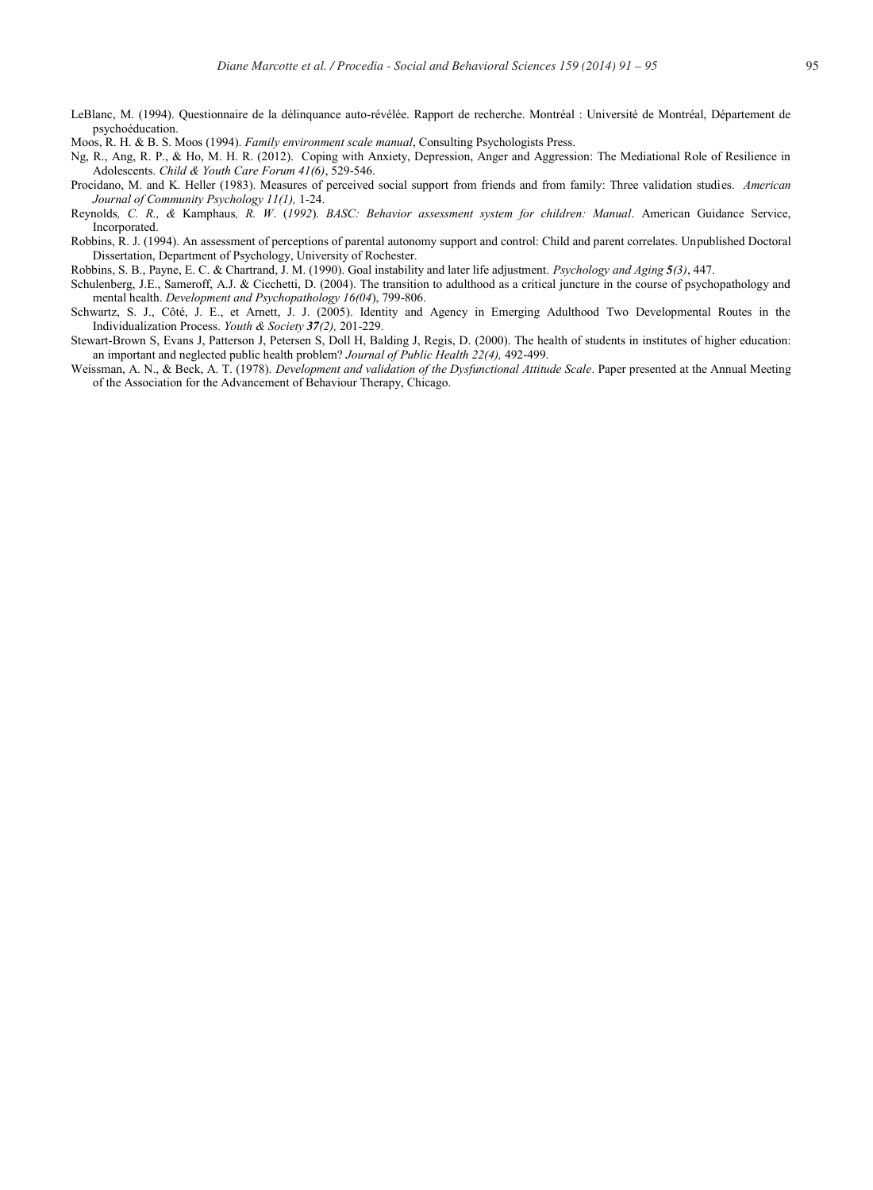LeBlanc, M. (1994). Questionnaire de la délinquance auto-révélée. Rapport de recherche. Montréal : Université de Montréal, Département de psychoéducation.

Moos, R. H. & B. S. Moos (1994). *Family environment scale manual*, Consulting Psychologists Press.

Ng, R., Ang, R. P., & Ho, M. H. R. (2012). Coping with Anxiety, Depression, Anger and Aggression: The Mediational Role of Resilience in Adolescents. *Child & Youth Care Forum 41(6)*, 529-546.

Procidano, M. and K. Heller (1983). Measures of perceived social support from friends and from family: Three validation studies. *American Journal of Community Psychology 11(1),* 1-24.

Reynolds*, C. R., &* Kamphaus*, R. W*. (*1992*). *BASC: Behavior assessment system for children: Manual*. American Guidance Service, Incorporated.

Robbins, R. J. (1994). An assessment of perceptions of parental autonomy support and control: Child and parent correlates. Unpublished Doctoral Dissertation, Department of Psychology, University of Rochester.

Robbins, S. B., Payne, E. C. & Chartrand, J. M. (1990). Goal instability and later life adjustment. *Psychology and Aging* ***5****(3)*, 447.

Schulenberg, J.E., Sameroff, A.J. & Cicchetti, D. (2004). The transition to adulthood as a critical juncture in the course of psychopathology and mental health. *Development and Psychopathology 16(04*), 799-806.

Schwartz, S. J., Côté, J. E., et Arnett, J. J. (2005). Identity and Agency in Emerging Adulthood Two Developmental Routes in the Individualization Process. *Youth & Society* ***37****(2),* 201-229.

Stewart-Brown S, Evans J, Patterson J, Petersen S, Doll H, Balding J, Regis, D. (2000). The health of students in institutes of higher education: an important and neglected public health problem? *Journal of Public Health 22(4),* 492-499.

Weissman, A. N., & Beck, A. T. (1978). *Development and validation of the Dysfunctional Attitude Scale*. Paper presented at the Annual Meeting of the Association for the Advancement of Behaviour Therapy, Chicago.